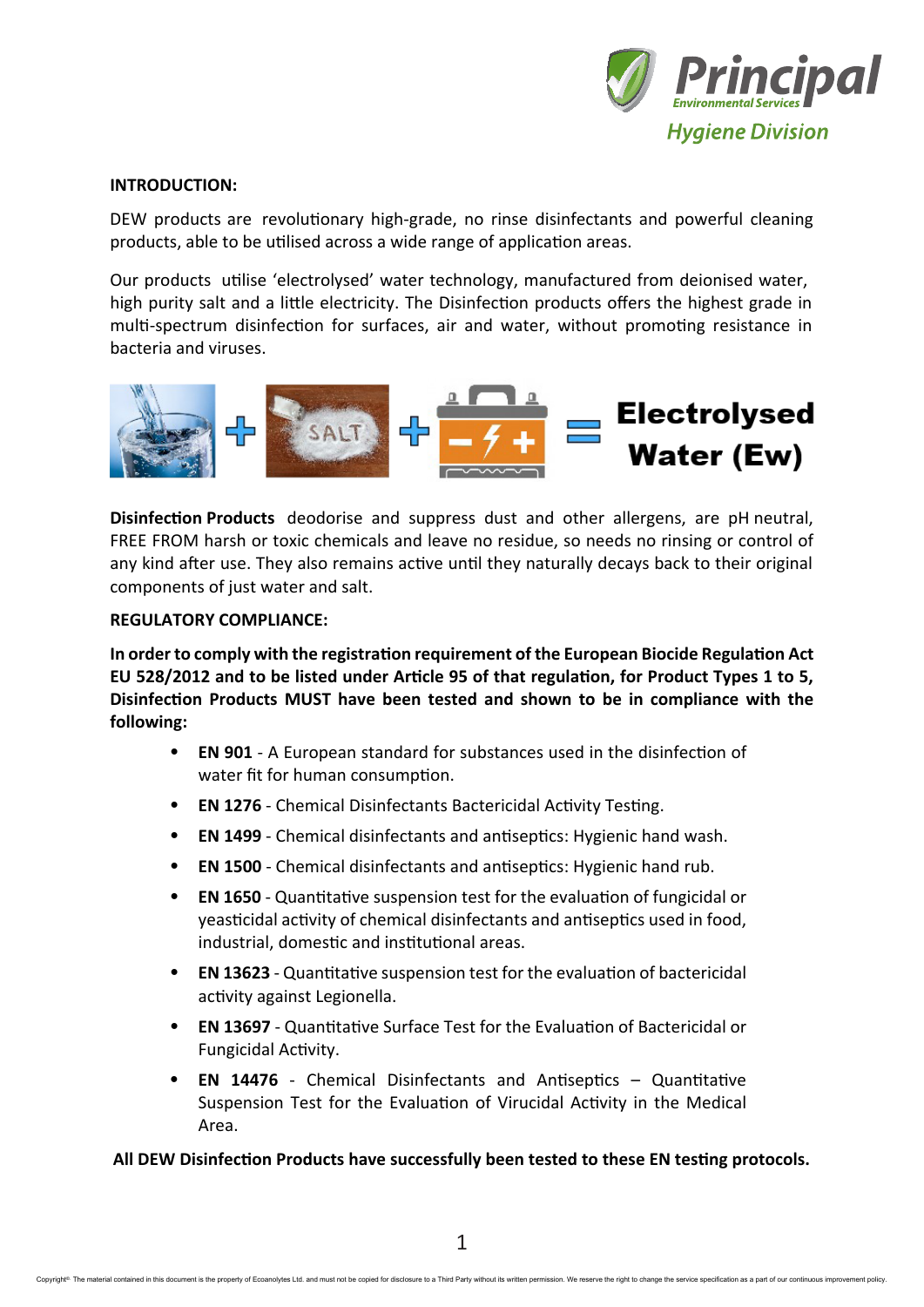Principal Environmental Services
Hygiene Division

**INTRODUCTION:**

DEW products are revolutionary high-grade, no rinse disinfectants and powerful cleaning products, able to be utilised across a wide range of application areas.

Our products utilise 'electrolysed' water technology, manufactured from deionised water, high purity salt and a little electricity. The Disinfection products offers the highest grade in multi-spectrum disinfection for surfaces, air and water, without promoting resistance in bacteria and viruses.

+ SALT + = **Electrolysed Water (Ew)**

**Disinfection Products** deodorise and suppress dust and other allergens, are pH neutral, FREE FROM harsh or toxic chemicals and leave no residue, so needs no rinsing or control of any kind after use. They also remains active until they naturally decays back to their original components of just water and salt.

**REGULATORY COMPLIANCE:**

**In order to comply with the registration requirement of the European Biocide Regulation Act EU 528/2012 and to be listed under Article 95 of that regulation, for Product Types 1 to 5, Disinfection Products MUST have been tested and shown to be in compliance with the following:**

- **EN 901** - A European standard for substances used in the disinfection of water fit for human consumption.
- **EN 1276** - Chemical Disinfectants Bactericidal Activity Testing.
- **EN 1499** - Chemical disinfectants and antiseptics: Hygienic hand wash.
- **EN 1500** - Chemical disinfectants and antiseptics: Hygienic hand rub.
- **EN 1650** - Quantitative suspension test for the evaluation of fungicidal or yeasticidal activity of chemical disinfectants and antiseptics used in food, industrial, domestic and institutional areas.
- **EN 13623** - Quantitative suspension test for the evaluation of bactericidal activity against Legionella.
- **EN 13697** - Quantitative Surface Test for the Evaluation of Bactericidal or Fungicidal Activity.
- **EN 14476** - Chemical Disinfectants and Antiseptics – Quantitative Suspension Test for the Evaluation of Virucidal Activity in the Medical Area.

**All DEW Disinfection Products have successfully been tested to these EN testing protocols.**

Copyright© The material contained in this document is the property of Ecoanolytes Ltd. and must not be copied for disclosure to a Third Party without its written permission. We reserve the right to change the service specification as a part of our continuous improvement policy.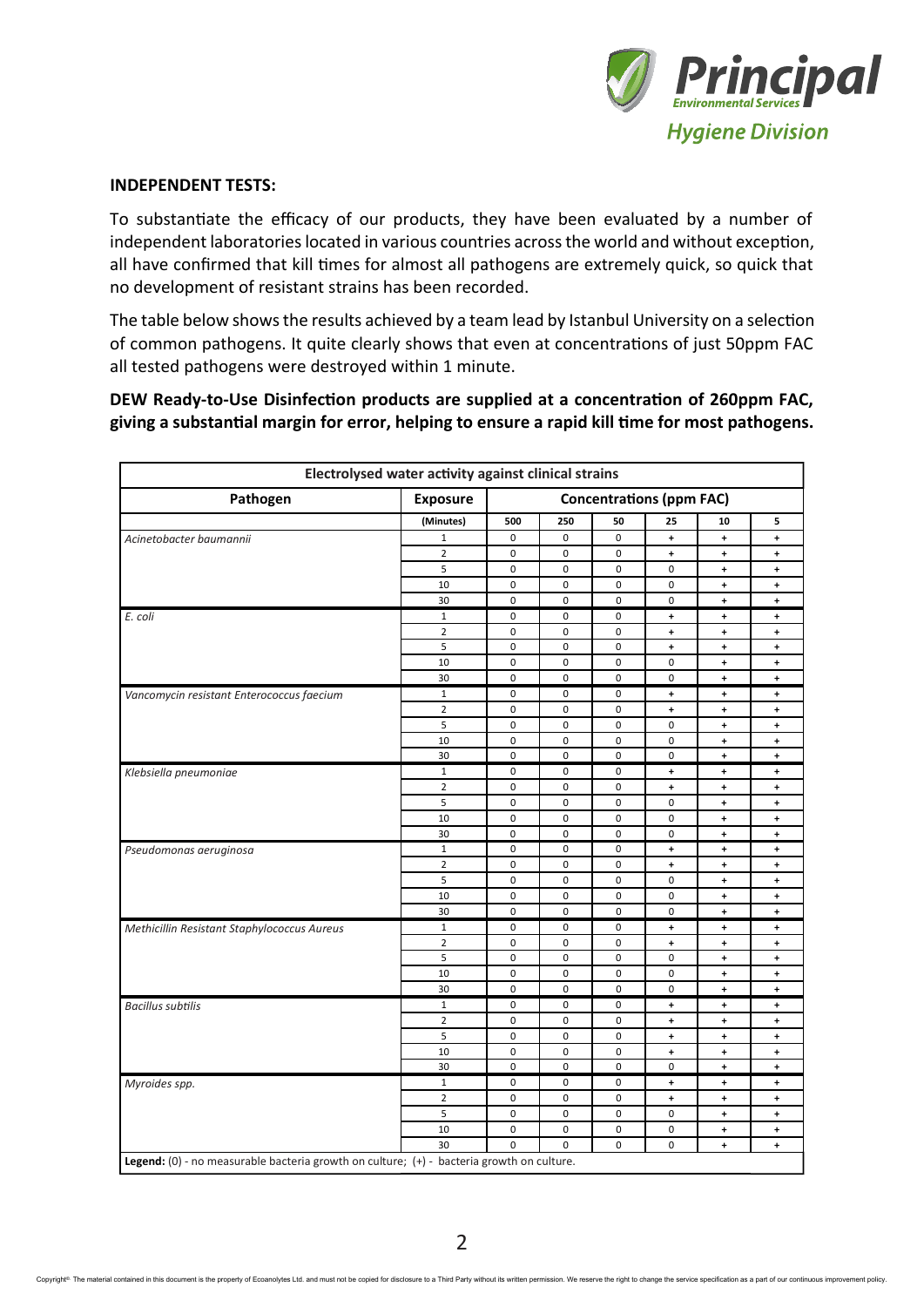### INDEPENDENT TESTS:

To substantiate the efficacy of our products, they have been evaluated by a number of independent laboratories located in various countries across the world and without exception, all have confirmed that kill times for almost all pathogens are extremely quick, so quick that no development of resistant strains has been recorded.

The table below shows the results achieved by a team lead by Istanbul University on a selection of common pathogens. It quite clearly shows that even at concentrations of just 50ppm FAC all tested pathogens were destroyed within 1 minute.

**DEW Ready-to-Use Disinfection products are supplied at a concentration of 260ppm FAC, giving a substantial margin for error, helping to ensure a rapid kill time for most pathogens.**

| Electrolysed water activity against clinical strains | | | | | | | |
|---|---|---|---|---|---|---|---|
| **Pathogen** | **Exposure** | **Concentrations (ppm FAC)** | | | | | |
| | **(Minutes)** | **500** | **250** | **50** | **25** | **10** | **5** |
| *Acinetobacter baumannii* | 1 | 0 | 0 | 0 | + | + | + |
| | 2 | 0 | 0 | 0 | + | + | + |
| | 5 | 0 | 0 | 0 | 0 | + | + |
| | 10 | 0 | 0 | 0 | 0 | + | + |
| | 30 | 0 | 0 | 0 | 0 | + | + |
| *E. coli* | 1 | 0 | 0 | 0 | + | + | + |
| | 2 | 0 | 0 | 0 | + | + | + |
| | 5 | 0 | 0 | 0 | + | + | + |
| | 10 | 0 | 0 | 0 | 0 | + | + |
| | 30 | 0 | 0 | 0 | 0 | + | + |
| *Vancomycin resistant Enterococcus faecium* | 1 | 0 | 0 | 0 | + | + | + |
| | 2 | 0 | 0 | 0 | + | + | + |
| | 5 | 0 | 0 | 0 | 0 | + | + |
| | 10 | 0 | 0 | 0 | 0 | + | + |
| | 30 | 0 | 0 | 0 | 0 | + | + |
| *Klebsiella pneumoniae* | 1 | 0 | 0 | 0 | + | + | + |
| | 2 | 0 | 0 | 0 | + | + | + |
| | 5 | 0 | 0 | 0 | 0 | + | + |
| | 10 | 0 | 0 | 0 | 0 | + | + |
| | 30 | 0 | 0 | 0 | 0 | + | + |
| *Pseudomonas aeruginosa* | 1 | 0 | 0 | 0 | + | + | + |
| | 2 | 0 | 0 | 0 | + | + | + |
| | 5 | 0 | 0 | 0 | 0 | + | + |
| | 10 | 0 | 0 | 0 | 0 | + | + |
| | 30 | 0 | 0 | 0 | 0 | + | + |
| *Methicillin Resistant Staphylococcus Aureus* | 1 | 0 | 0 | 0 | + | + | + |
| | 2 | 0 | 0 | 0 | + | + | + |
| | 5 | 0 | 0 | 0 | 0 | + | + |
| | 10 | 0 | 0 | 0 | 0 | + | + |
| | 30 | 0 | 0 | 0 | 0 | + | + |
| *Bacillus subtilis* | 1 | 0 | 0 | 0 | + | + | + |
| | 2 | 0 | 0 | 0 | + | + | + |
| | 5 | 0 | 0 | 0 | + | + | + |
| | 10 | 0 | 0 | 0 | + | + | + |
| | 30 | 0 | 0 | 0 | 0 | + | + |
| *Myroides spp.* | 1 | 0 | 0 | 0 | + | + | + |
| | 2 | 0 | 0 | 0 | + | + | + |
| | 5 | 0 | 0 | 0 | 0 | + | + |
| | 10 | 0 | 0 | 0 | 0 | + | + |
| | 30 | 0 | 0 | 0 | 0 | + | + |
| **Legend:** (0) - no measurable bacteria growth on culture; (+) - bacteria growth on culture. | | | | | | | |

Copyright© The material contained in this document is the property of Ecoanolytes Ltd. and must not be copied for disclosure to a Third Party without its written permission. We reserve the right to change the service specification as a part of our continuous improvement policy.